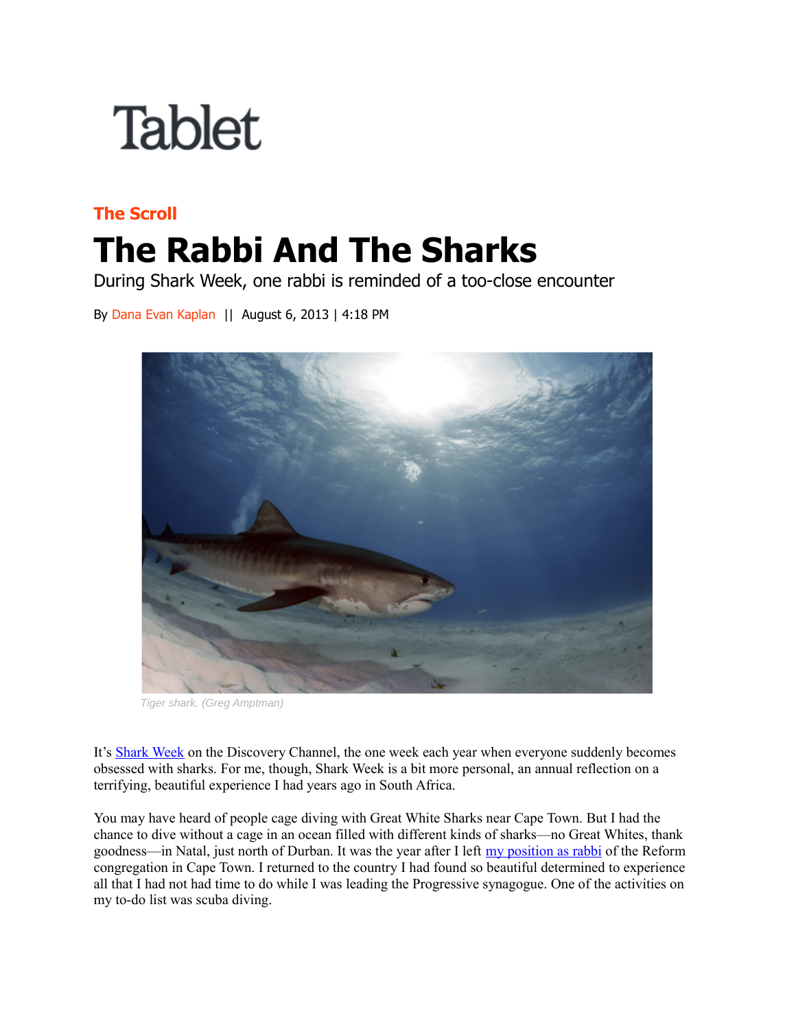Tablet

**The Scroll**

# The Rabbi And The Sharks

During Shark Week, one rabbi is reminded of a too-close encounter

By Dana Evan Kaplan || August 6, 2013 | 4:18 PM

*Tiger shark. (Greg Amptman)*

It's Shark Week on the Discovery Channel, the one week each year when everyone suddenly becomes obsessed with sharks. For me, though, Shark Week is a bit more personal, an annual reflection on a terrifying, beautiful experience I had years ago in South Africa.

You may have heard of people cage diving with Great White Sharks near Cape Town. But I had the chance to dive without a cage in an ocean filled with different kinds of sharks—no Great Whites, thank goodness—in Natal, just north of Durban. It was the year after I left my position as rabbi of the Reform congregation in Cape Town. I returned to the country I had found so beautiful determined to experience all that I had not had time to do while I was leading the Progressive synagogue. One of the activities on my to-do list was scuba diving.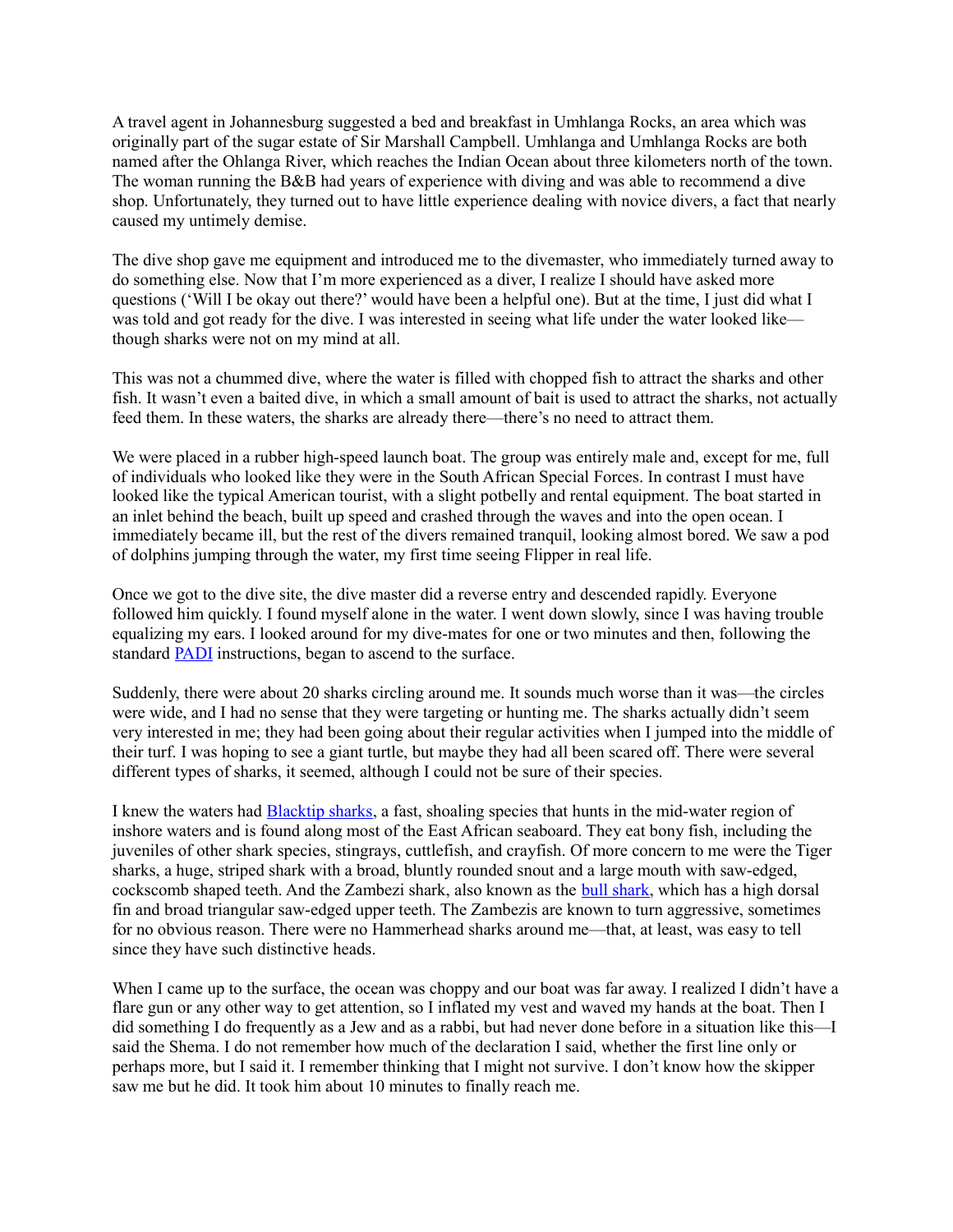A travel agent in Johannesburg suggested a bed and breakfast in Umhlanga Rocks, an area which was originally part of the sugar estate of Sir Marshall Campbell. Umhlanga and Umhlanga Rocks are both named after the Ohlanga River, which reaches the Indian Ocean about three kilometers north of the town. The woman running the B&B had years of experience with diving and was able to recommend a dive shop. Unfortunately, they turned out to have little experience dealing with novice divers, a fact that nearly caused my untimely demise.

The dive shop gave me equipment and introduced me to the divemaster, who immediately turned away to do something else. Now that I'm more experienced as a diver, I realize I should have asked more questions ('Will I be okay out there?' would have been a helpful one). But at the time, I just did what I was told and got ready for the dive. I was interested in seeing what life under the water looked like—though sharks were not on my mind at all.

This was not a chummed dive, where the water is filled with chopped fish to attract the sharks and other fish. It wasn't even a baited dive, in which a small amount of bait is used to attract the sharks, not actually feed them. In these waters, the sharks are already there—there's no need to attract them.

We were placed in a rubber high-speed launch boat. The group was entirely male and, except for me, full of individuals who looked like they were in the South African Special Forces. In contrast I must have looked like the typical American tourist, with a slight potbelly and rental equipment. The boat started in an inlet behind the beach, built up speed and crashed through the waves and into the open ocean. I immediately became ill, but the rest of the divers remained tranquil, looking almost bored. We saw a pod of dolphins jumping through the water, my first time seeing Flipper in real life.

Once we got to the dive site, the dive master did a reverse entry and descended rapidly. Everyone followed him quickly. I found myself alone in the water. I went down slowly, since I was having trouble equalizing my ears. I looked around for my dive-mates for one or two minutes and then, following the standard [PADI] instructions, began to ascend to the surface.

Suddenly, there were about 20 sharks circling around me. It sounds much worse than it was—the circles were wide, and I had no sense that they were targeting or hunting me. The sharks actually didn't seem very interested in me; they had been going about their regular activities when I jumped into the middle of their turf. I was hoping to see a giant turtle, but maybe they had all been scared off. There were several different types of sharks, it seemed, although I could not be sure of their species.

I knew the waters had [Blacktip sharks], a fast, shoaling species that hunts in the mid-water region of inshore waters and is found along most of the East African seaboard. They eat bony fish, including the juveniles of other shark species, stingrays, cuttlefish, and crayfish. Of more concern to me were the Tiger sharks, a huge, striped shark with a broad, bluntly rounded snout and a large mouth with saw-edged, cockscomb shaped teeth. And the Zambezi shark, also known as the [bull shark], which has a high dorsal fin and broad triangular saw-edged upper teeth. The Zambezis are known to turn aggressive, sometimes for no obvious reason. There were no Hammerhead sharks around me—that, at least, was easy to tell since they have such distinctive heads.

When I came up to the surface, the ocean was choppy and our boat was far away. I realized I didn't have a flare gun or any other way to get attention, so I inflated my vest and waved my hands at the boat. Then I did something I do frequently as a Jew and as a rabbi, but had never done before in a situation like this—I said the Shema. I do not remember how much of the declaration I said, whether the first line only or perhaps more, but I said it. I remember thinking that I might not survive. I don't know how the skipper saw me but he did. It took him about 10 minutes to finally reach me.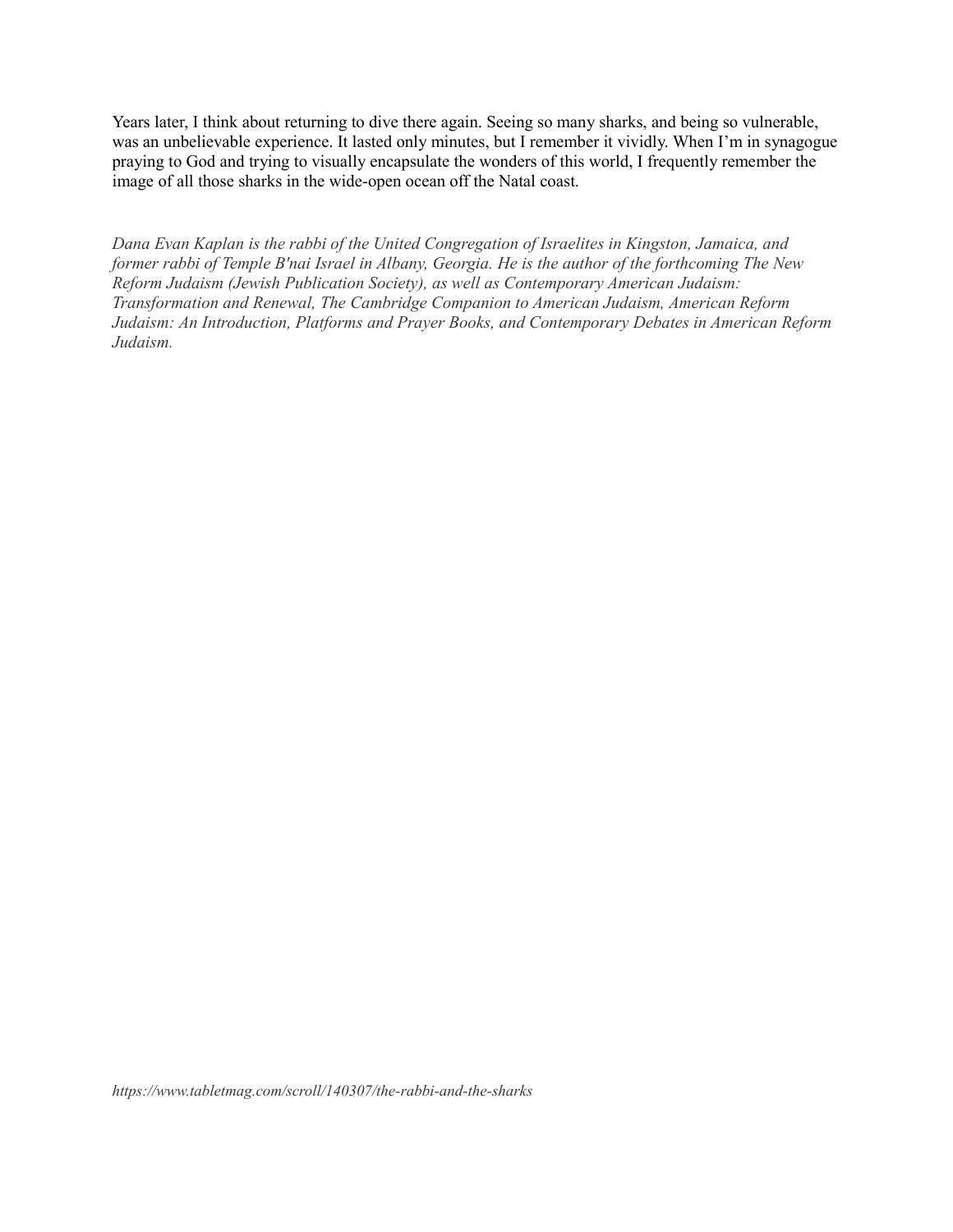Years later, I think about returning to dive there again. Seeing so many sharks, and being so vulnerable, was an unbelievable experience. It lasted only minutes, but I remember it vividly. When I'm in synagogue praying to God and trying to visually encapsulate the wonders of this world, I frequently remember the image of all those sharks in the wide-open ocean off the Natal coast.

*Dana Evan Kaplan is the rabbi of the United Congregation of Israelites in Kingston, Jamaica, and former rabbi of Temple B'nai Israel in Albany, Georgia. He is the author of the forthcoming The New Reform Judaism (Jewish Publication Society), as well as Contemporary American Judaism: Transformation and Renewal, The Cambridge Companion to American Judaism, American Reform Judaism: An Introduction, Platforms and Prayer Books, and Contemporary Debates in American Reform Judaism.*

*https://www.tabletmag.com/scroll/140307/the-rabbi-and-the-sharks*